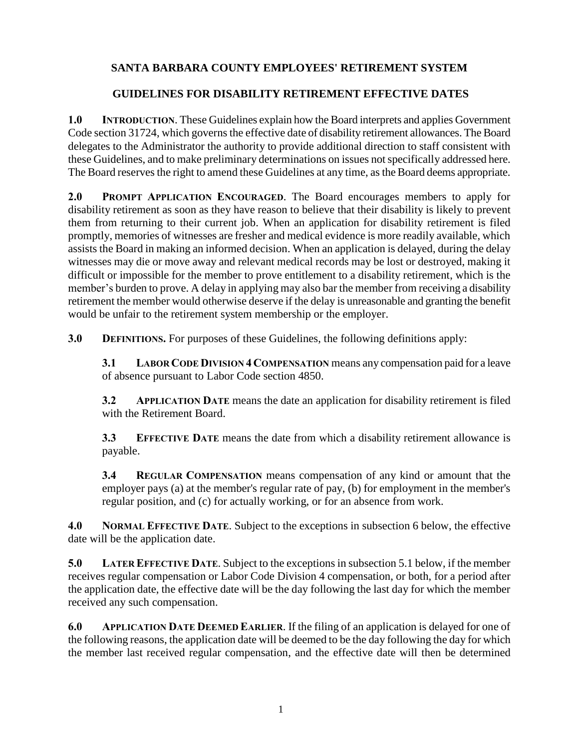# SANTA BARBARA COUNTY EMPLOYEES' RETIREMENT SYSTEM

## GUIDELINES FOR DISABILITY RETIREMENT EFFECTIVE DATES

**1.0 INTRODUCTION**. These Guidelines explain how the Board interprets and applies Government Code section 31724, which governs the effective date of disability retirement allowances. The Board delegates to the Administrator the authority to provide additional direction to staff consistent with these Guidelines, and to make preliminary determinations on issues not specifically addressed here. The Board reserves the right to amend these Guidelines at any time, as the Board deems appropriate.

**2.0 PROMPT APPLICATION ENCOURAGED**. The Board encourages members to apply for disability retirement as soon as they have reason to believe that their disability is likely to prevent them from returning to their current job. When an application for disability retirement is filed promptly, memories of witnesses are fresher and medical evidence is more readily available, which assists the Board in making an informed decision. When an application is delayed, during the delay witnesses may die or move away and relevant medical records may be lost or destroyed, making it difficult or impossible for the member to prove entitlement to a disability retirement, which is the member's burden to prove. A delay in applying may also bar the member from receiving a disability retirement the member would otherwise deserve if the delay is unreasonable and granting the benefit would be unfair to the retirement system membership or the employer.

**3.0 DEFINITIONS.** For purposes of these Guidelines, the following definitions apply:

**3.1 LABOR CODE DIVISION 4 COMPENSATION** means any compensation paid for a leave of absence pursuant to Labor Code section 4850.

**3.2 APPLICATION DATE** means the date an application for disability retirement is filed with the Retirement Board.

**3.3 EFFECTIVE DATE** means the date from which a disability retirement allowance is payable.

**3.4 REGULAR COMPENSATION** means compensation of any kind or amount that the employer pays (a) at the member's regular rate of pay, (b) for employment in the member's regular position, and (c) for actually working, or for an absence from work.

**4.0 NORMAL EFFECTIVE DATE**. Subject to the exceptions in subsection 6 below, the effective date will be the application date.

**5.0 LATER EFFECTIVE DATE**. Subject to the exceptions in subsection 5.1 below, if the member receives regular compensation or Labor Code Division 4 compensation, or both, for a period after the application date, the effective date will be the day following the last day for which the member received any such compensation.

**6.0 APPLICATION DATE DEEMED EARLIER**. If the filing of an application is delayed for one of the following reasons, the application date will be deemed to be the day following the day for which the member last received regular compensation, and the effective date will then be determined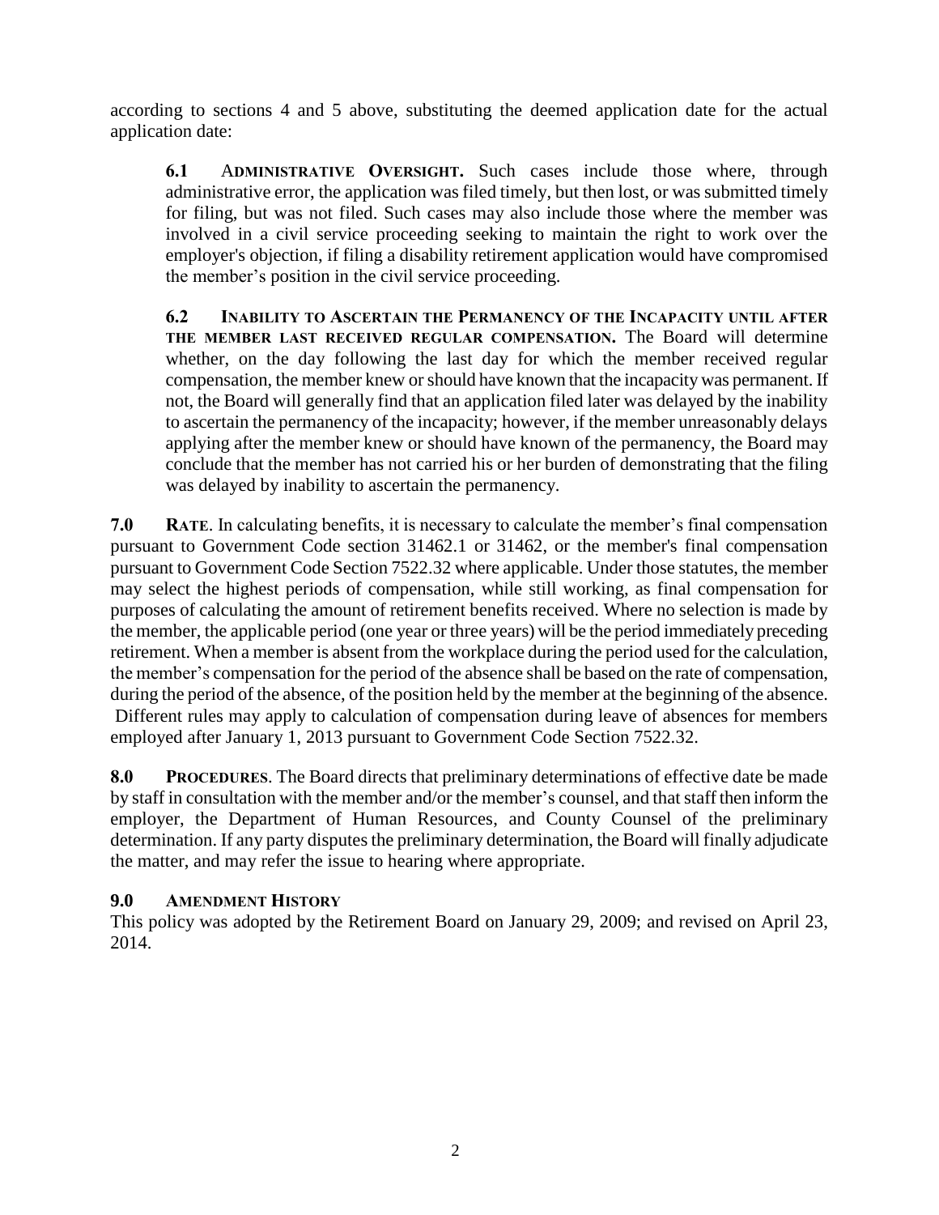according to sections 4 and 5 above, substituting the deemed application date for the actual application date:

> **6.1 Administrative Oversight.** Such cases include those where, through administrative error, the application was filed timely, but then lost, or was submitted timely for filing, but was not filed. Such cases may also include those where the member was involved in a civil service proceeding seeking to maintain the right to work over the employer's objection, if filing a disability retirement application would have compromised the member's position in the civil service proceeding.
>
> **6.2 Inability to Ascertain the Permanency of the Incapacity until after the member last received regular compensation.** The Board will determine whether, on the day following the last day for which the member received regular compensation, the member knew or should have known that the incapacity was permanent. If not, the Board will generally find that an application filed later was delayed by the inability to ascertain the permanency of the incapacity; however, if the member unreasonably delays applying after the member knew or should have known of the permanency, the Board may conclude that the member has not carried his or her burden of demonstrating that the filing was delayed by inability to ascertain the permanency.

**7.0 Rate**. In calculating benefits, it is necessary to calculate the member's final compensation pursuant to Government Code section 31462.1 or 31462, or the member's final compensation pursuant to Government Code Section 7522.32 where applicable. Under those statutes, the member may select the highest periods of compensation, while still working, as final compensation for purposes of calculating the amount of retirement benefits received. Where no selection is made by the member, the applicable period (one year or three years) will be the period immediately preceding retirement. When a member is absent from the workplace during the period used for the calculation, the member's compensation for the period of the absence shall be based on the rate of compensation, during the period of the absence, of the position held by the member at the beginning of the absence. Different rules may apply to calculation of compensation during leave of absences for members employed after January 1, 2013 pursuant to Government Code Section 7522.32.

**8.0 Procedures**. The Board directs that preliminary determinations of effective date be made by staff in consultation with the member and/or the member's counsel, and that staff then inform the employer, the Department of Human Resources, and County Counsel of the preliminary determination. If any party disputes the preliminary determination, the Board will finally adjudicate the matter, and may refer the issue to hearing where appropriate.

### 9.0 Amendment History

This policy was adopted by the Retirement Board on January 29, 2009; and revised on April 23, 2014.